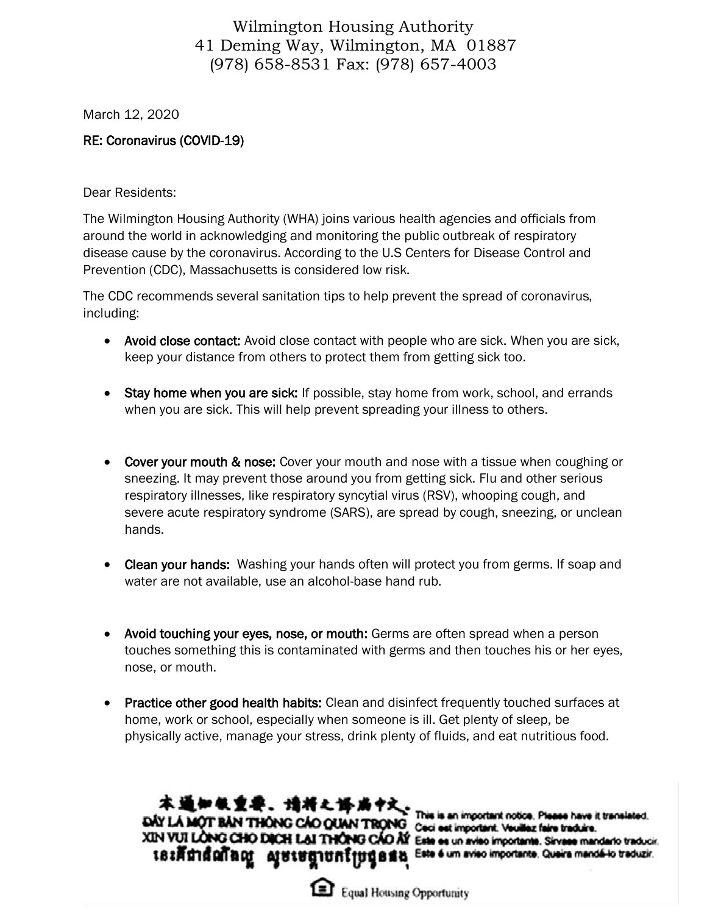Wilmington Housing Authority
41 Deming Way, Wilmington, MA 01887
(978) 658-8531 Fax: (978) 657-4003

March 12, 2020

RE: Coronavirus (COVID-19)

Dear Residents:

The Wilmington Housing Authority (WHA) joins various health agencies and officials from around the world in acknowledging and monitoring the public outbreak of respiratory disease cause by the coronavirus. According to the U.S Centers for Disease Control and Prevention (CDC), Massachusetts is considered low risk.

The CDC recommends several sanitation tips to help prevent the spread of coronavirus, including:

- **Avoid close contact:** Avoid close contact with people who are sick. When you are sick, keep your distance from others to protect them from getting sick too.
- **Stay home when you are sick:** If possible, stay home from work, school, and errands when you are sick. This will help prevent spreading your illness to others.
- **Cover your mouth & nose:** Cover your mouth and nose with a tissue when coughing or sneezing. It may prevent those around you from getting sick. Flu and other serious respiratory illnesses, like respiratory syncytial virus (RSV), whooping cough, and severe acute respiratory syndrome (SARS), are spread by cough, sneezing, or unclean hands.
- **Clean your hands:** Washing your hands often will protect you from germs. If soap and water are not available, use an alcohol-base hand rub.
- **Avoid touching your eyes, nose, or mouth:** Germs are often spread when a person touches something this is contaminated with germs and then touches his or her eyes, nose, or mouth.
- **Practice other good health habits:** Clean and disinfect frequently touched surfaces at home, work or school, especially when someone is ill. Get plenty of sleep, be physically active, manage your stress, drink plenty of fluids, and eat nutritious food.

本通知很重要。請將之譯為中文。
ĐÂY LÀ MỘT BẢN THÔNG CÁO QUAN TRỌNG
XIN VUI LÒNG CHO DỊCH LẠI THÔNG CÁO ẤY
នេះគឺជាសេចក្តីជូនដំណឹងសំខាន់ សូមមេត្តាបកប្រែជូនផង

This is an important notice. Please have it translated.
Ceci est important. Veuillez faire traduire.
Este es un aviso importante. Sírvase mandarlo traducir.
Este é um aviso importante. Queira mandá-lo traduzir.

Equal Housing Opportunity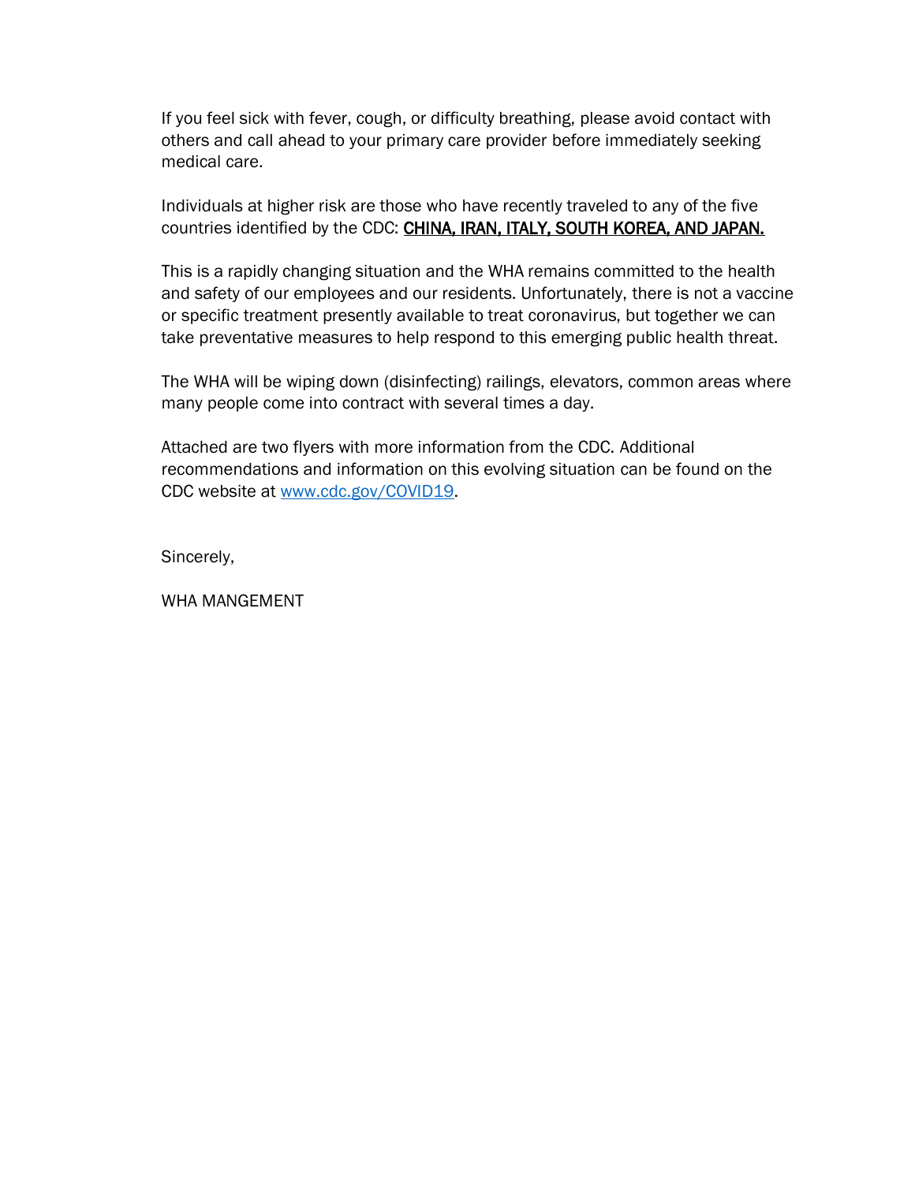If you feel sick with fever, cough, or difficulty breathing, please avoid contact with others and call ahead to your primary care provider before immediately seeking medical care.

Individuals at higher risk are those who have recently traveled to any of the five countries identified by the CDC: <u>**CHINA, IRAN, ITALY, SOUTH KOREA, AND JAPAN.**</u>

This is a rapidly changing situation and the WHA remains committed to the health and safety of our employees and our residents. Unfortunately, there is not a vaccine or specific treatment presently available to treat coronavirus, but together we can take preventative measures to help respond to this emerging public health threat.

The WHA will be wiping down (disinfecting) railings, elevators, common areas where many people come into contract with several times a day.

Attached are two flyers with more information from the CDC. Additional recommendations and information on this evolving situation can be found on the CDC website at [www.cdc.gov/COVID19](http://www.cdc.gov/COVID19).

Sincerely,

WHA MANGEMENT